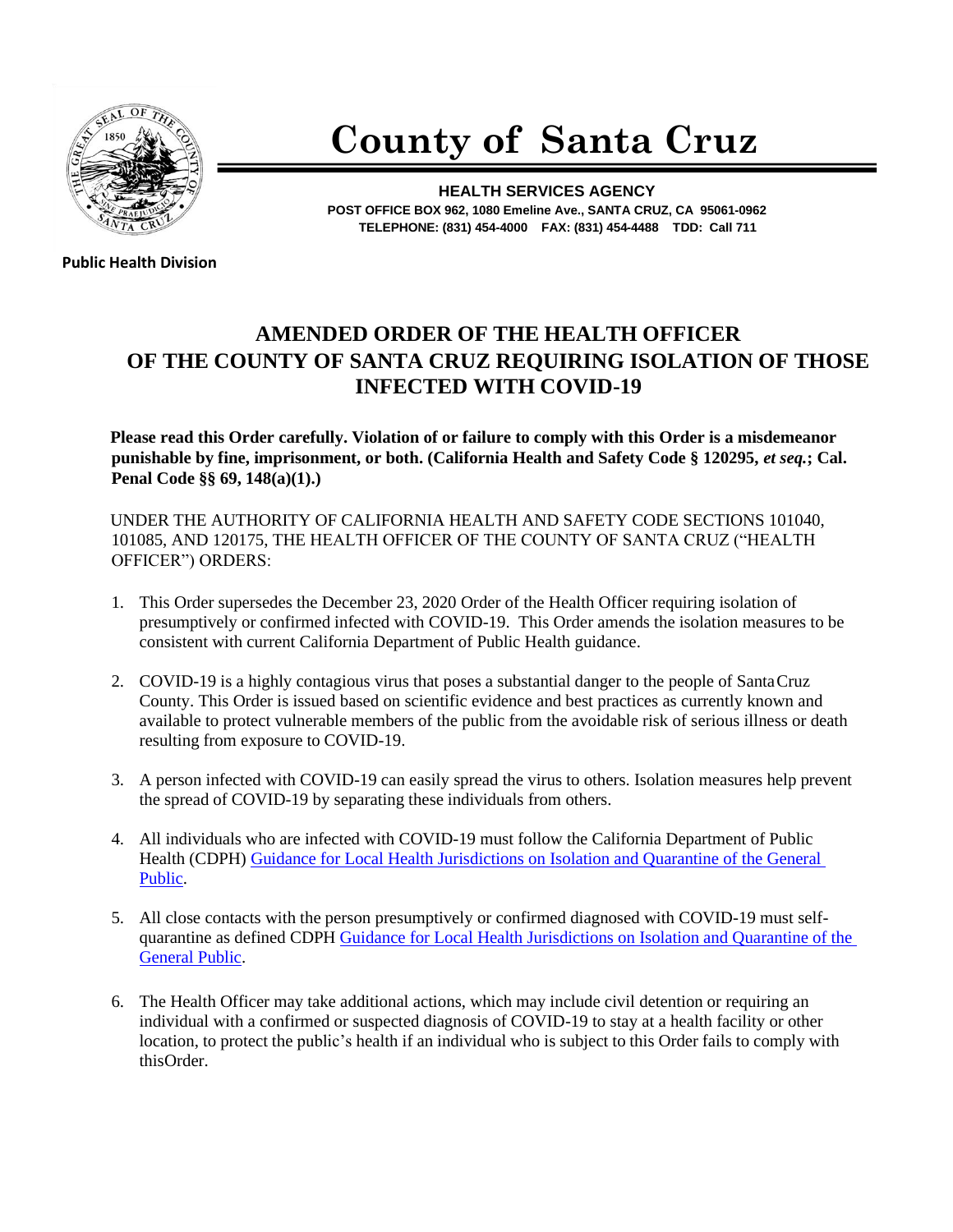# County of Santa Cruz

**HEALTH SERVICES AGENCY**
**POST OFFICE BOX 962, 1080 Emeline Ave., SANTA CRUZ, CA 95061-0962**
**TELEPHONE: (831) 454-4000 FAX: (831) 454-4488 TDD: Call 711**

**Public Health Division**

## AMENDED ORDER OF THE HEALTH OFFICER OF THE COUNTY OF SANTA CRUZ REQUIRING ISOLATION OF THOSE INFECTED WITH COVID-19

**Please read this Order carefully. Violation of or failure to comply with this Order is a misdemeanor punishable by fine, imprisonment, or both. (California Health and Safety Code § 120295, *et seq.*; Cal. Penal Code §§ 69, 148(a)(1).)**

UNDER THE AUTHORITY OF CALIFORNIA HEALTH AND SAFETY CODE SECTIONS 101040, 101085, AND 120175, THE HEALTH OFFICER OF THE COUNTY OF SANTA CRUZ ("HEALTH OFFICER") ORDERS:

1. This Order supersedes the December 23, 2020 Order of the Health Officer requiring isolation of presumptively or confirmed infected with COVID-19. This Order amends the isolation measures to be consistent with current California Department of Public Health guidance.

2. COVID-19 is a highly contagious virus that poses a substantial danger to the people of Santa Cruz County. This Order is issued based on scientific evidence and best practices as currently known and available to protect vulnerable members of the public from the avoidable risk of serious illness or death resulting from exposure to COVID-19.

3. A person infected with COVID-19 can easily spread the virus to others. Isolation measures help prevent the spread of COVID-19 by separating these individuals from others.

4. All individuals who are infected with COVID-19 must follow the California Department of Public Health (CDPH) Guidance for Local Health Jurisdictions on Isolation and Quarantine of the General Public.

5. All close contacts with the person presumptively or confirmed diagnosed with COVID-19 must self-quarantine as defined CDPH Guidance for Local Health Jurisdictions on Isolation and Quarantine of the General Public.

6. The Health Officer may take additional actions, which may include civil detention or requiring an individual with a confirmed or suspected diagnosis of COVID-19 to stay at a health facility or other location, to protect the public's health if an individual who is subject to this Order fails to comply with this Order.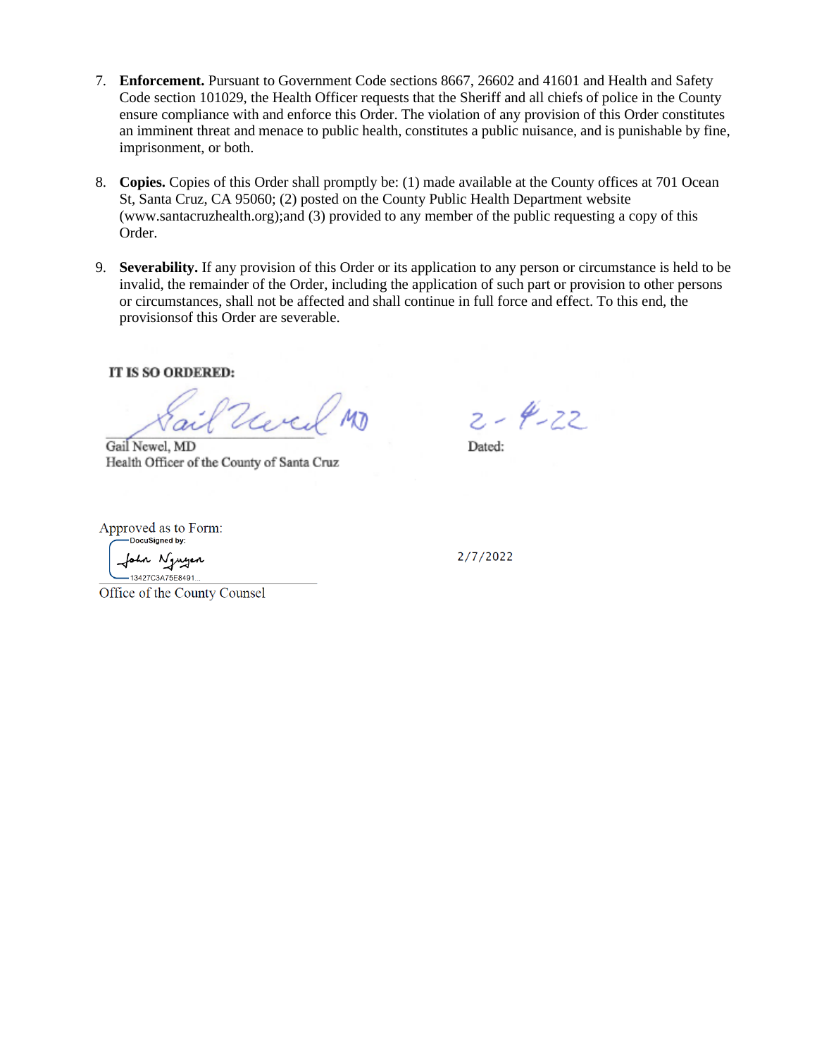7. **Enforcement.** Pursuant to Government Code sections 8667, 26602 and 41601 and Health and Safety Code section 101029, the Health Officer requests that the Sheriff and all chiefs of police in the County ensure compliance with and enforce this Order. The violation of any provision of this Order constitutes an imminent threat and menace to public health, constitutes a public nuisance, and is punishable by fine, imprisonment, or both.

8. **Copies.** Copies of this Order shall promptly be: (1) made available at the County offices at 701 Ocean St, Santa Cruz, CA 95060; (2) posted on the County Public Health Department website (www.santacruzhealth.org);and (3) provided to any member of the public requesting a copy of this Order.

9. **Severability.** If any provision of this Order or its application to any person or circumstance is held to be invalid, the remainder of the Order, including the application of such part or provision to other persons or circumstances, shall not be affected and shall continue in full force and effect. To this end, the provisionsof this Order are severable.

**IT IS SO ORDERED:**

Gail Newel, MD
Health Officer of the County of Santa Cruz

Dated: 2-4-22

Approved as to Form:

DocuSigned by:
John Nguyen
13427C3A75E8491...

Office of the County Counsel

2/7/2022